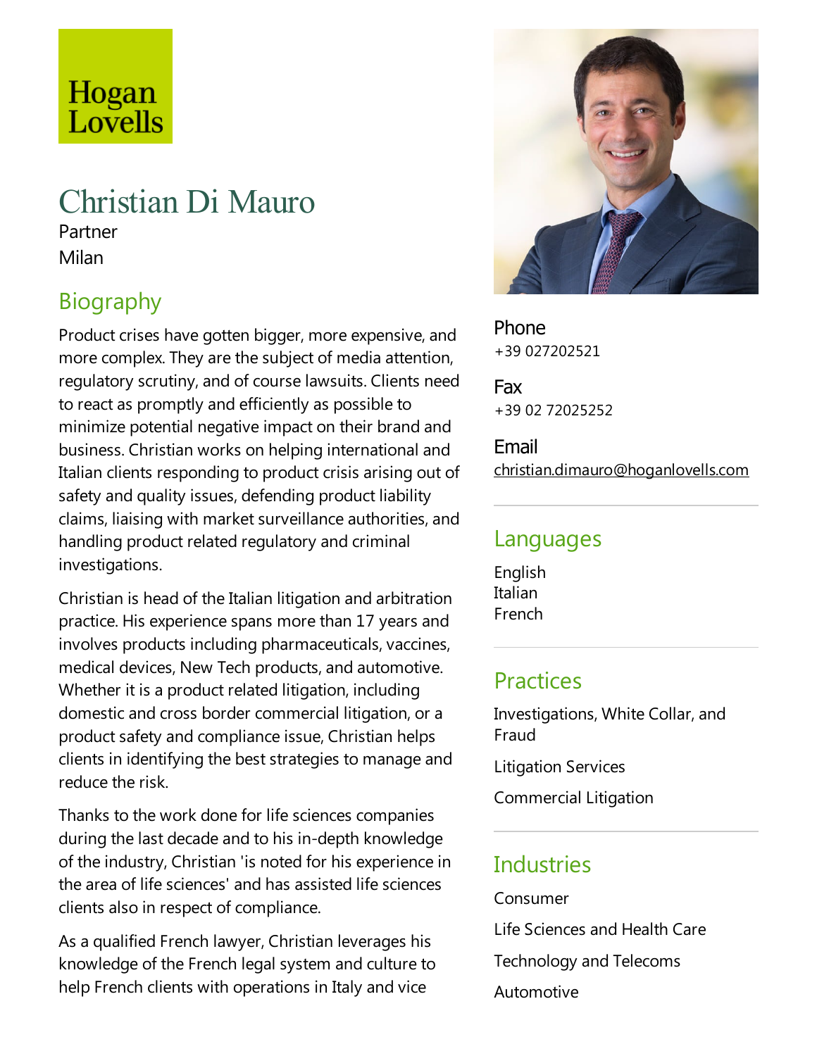Hogan Lovells

# Christian Di Mauro

Partner

Milan

## Biography

Product crises have gotten bigger, more expensive, and more complex. They are the subject of media attention, regulatory scrutiny, and of course lawsuits. Clients need to react as promptly and efficiently as possible to minimize potential negative impact on their brand and business. Christian works on helping international and Italian clients responding to product crisis arising out of safety and quality issues, defending product liability claims, liaising with market surveillance authorities, and handling product related regulatory and criminal investigations.

Christian is head of the Italian litigation and arbitration practice. His experience spans more than 17 years and involves products including pharmaceuticals, vaccines, medical devices, New Tech products, and automotive. Whether it is a product related litigation, including domestic and cross border commercial litigation, or a product safety and compliance issue, Christian helps clients in identifying the best strategies to manage and reduce the risk.

Thanks to the work done for life sciences companies during the last decade and to his in-depth knowledge of the industry, Christian 'is noted for his experience in the area of life sciences' and has assisted life sciences clients also in respect of compliance.

As a qualified French lawyer, Christian leverages his knowledge of the French legal system and culture to help French clients with operations in Italy and vice

Phone
+39 027202521

Fax
+39 02 72025252

Email
christian.dimauro@hoganlovells.com

## Languages

English
Italian
French

## Practices

Investigations, White Collar, and Fraud

Litigation Services

Commercial Litigation

## Industries

Consumer

Life Sciences and Health Care

Technology and Telecoms

Automotive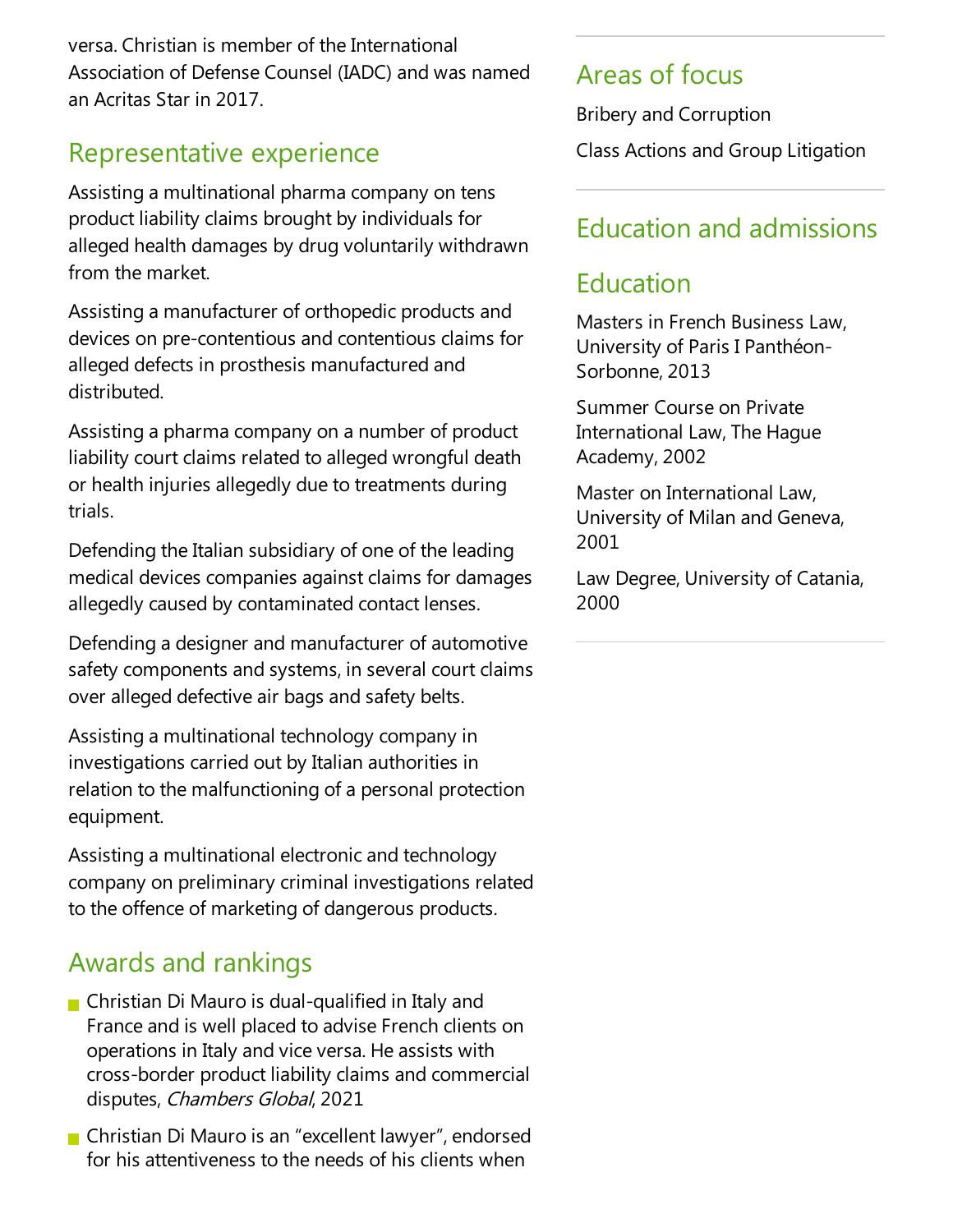versa. Christian is member of the International Association of Defense Counsel (IADC) and was named an Acritas Star in 2017.

## Representative experience

Assisting a multinational pharma company on tens product liability claims brought by individuals for alleged health damages by drug voluntarily withdrawn from the market.

Assisting a manufacturer of orthopedic products and devices on pre-contentious and contentious claims for alleged defects in prosthesis manufactured and distributed.

Assisting a pharma company on a number of product liability court claims related to alleged wrongful death or health injuries allegedly due to treatments during trials.

Defending the Italian subsidiary of one of the leading medical devices companies against claims for damages allegedly caused by contaminated contact lenses.

Defending a designer and manufacturer of automotive safety components and systems, in several court claims over alleged defective air bags and safety belts.

Assisting a multinational technology company in investigations carried out by Italian authorities in relation to the malfunctioning of a personal protection equipment.

Assisting a multinational electronic and technology company on preliminary criminal investigations related to the offence of marketing of dangerous products.

## Awards and rankings

- Christian Di Mauro is dual-qualified in Italy and France and is well placed to advise French clients on operations in Italy and vice versa. He assists with cross-border product liability claims and commercial disputes, *Chambers Global*, 2021
- Christian Di Mauro is an "excellent lawyer", endorsed for his attentiveness to the needs of his clients when

## Areas of focus

Bribery and Corruption

Class Actions and Group Litigation

## Education and admissions

## Education

Masters in French Business Law, University of Paris I Panthéon-Sorbonne, 2013

Summer Course on Private International Law, The Hague Academy, 2002

Master on International Law, University of Milan and Geneva, 2001

Law Degree, University of Catania, 2000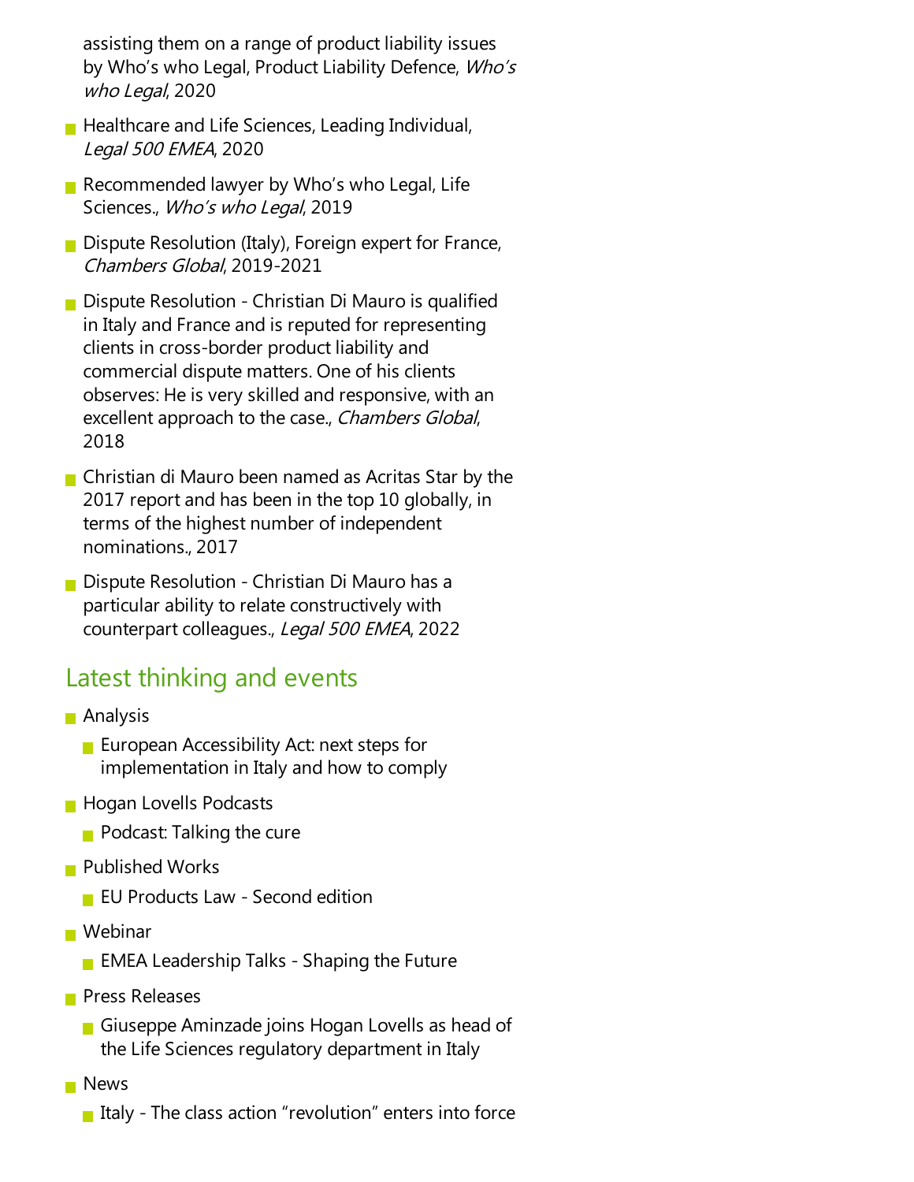assisting them on a range of product liability issues by Who's who Legal, Product Liability Defence, *Who's who Legal*, 2020

- Healthcare and Life Sciences, Leading Individual, *Legal 500 EMEA*, 2020
- Recommended lawyer by Who's who Legal, Life Sciences., *Who's who Legal*, 2019
- Dispute Resolution (Italy), Foreign expert for France, *Chambers Global*, 2019-2021
- Dispute Resolution - Christian Di Mauro is qualified in Italy and France and is reputed for representing clients in cross-border product liability and commercial dispute matters. One of his clients observes: He is very skilled and responsive, with an excellent approach to the case., *Chambers Global*, 2018
- Christian di Mauro been named as Acritas Star by the 2017 report and has been in the top 10 globally, in terms of the highest number of independent nominations., 2017
- Dispute Resolution - Christian Di Mauro has a particular ability to relate constructively with counterpart colleagues., *Legal 500 EMEA*, 2022

## Latest thinking and events

- Analysis
  - European Accessibility Act: next steps for implementation in Italy and how to comply
- Hogan Lovells Podcasts
  - Podcast: Talking the cure
- Published Works
  - EU Products Law - Second edition
- Webinar
  - EMEA Leadership Talks - Shaping the Future
- Press Releases
  - Giuseppe Aminzade joins Hogan Lovells as head of the Life Sciences regulatory department in Italy
- News
  - Italy - The class action "revolution" enters into force